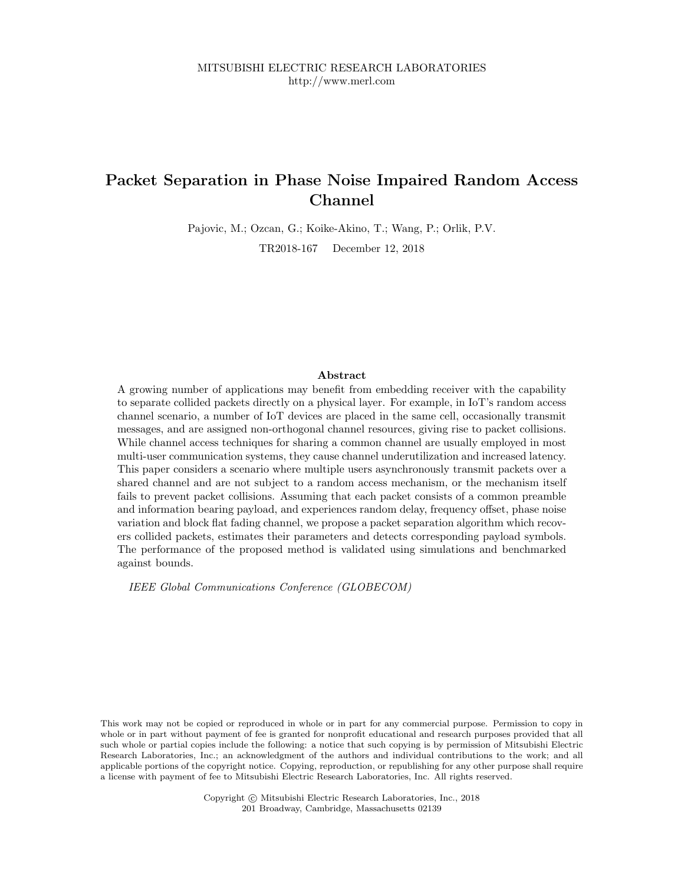MITSUBISHI ELECTRIC RESEARCH LABORATORIES
http://www.merl.com

# Packet Separation in Phase Noise Impaired Random Access Channel

Pajovic, M.; Ozcan, G.; Koike-Akino, T.; Wang, P.; Orlik, P.V.

TR2018-167 December 12, 2018

## Abstract

A growing number of applications may benefit from embedding receiver with the capability to separate collided packets directly on a physical layer. For example, in IoT's random access channel scenario, a number of IoT devices are placed in the same cell, occasionally transmit messages, and are assigned non-orthogonal channel resources, giving rise to packet collisions. While channel access techniques for sharing a common channel are usually employed in most multi-user communication systems, they cause channel underutilization and increased latency. This paper considers a scenario where multiple users asynchronously transmit packets over a shared channel and are not subject to a random access mechanism, or the mechanism itself fails to prevent packet collisions. Assuming that each packet consists of a common preamble and information bearing payload, and experiences random delay, frequency offset, phase noise variation and block flat fading channel, we propose a packet separation algorithm which recovers collided packets, estimates their parameters and detects corresponding payload symbols. The performance of the proposed method is validated using simulations and benchmarked against bounds.

*IEEE Global Communications Conference (GLOBECOM)*

This work may not be copied or reproduced in whole or in part for any commercial purpose. Permission to copy in whole or in part without payment of fee is granted for nonprofit educational and research purposes provided that all such whole or partial copies include the following: a notice that such copying is by permission of Mitsubishi Electric Research Laboratories, Inc.; an acknowledgment of the authors and individual contributions to the work; and all applicable portions of the copyright notice. Copying, reproduction, or republishing for any other purpose shall require a license with payment of fee to Mitsubishi Electric Research Laboratories, Inc. All rights reserved.

Copyright © Mitsubishi Electric Research Laboratories, Inc., 2018
201 Broadway, Cambridge, Massachusetts 02139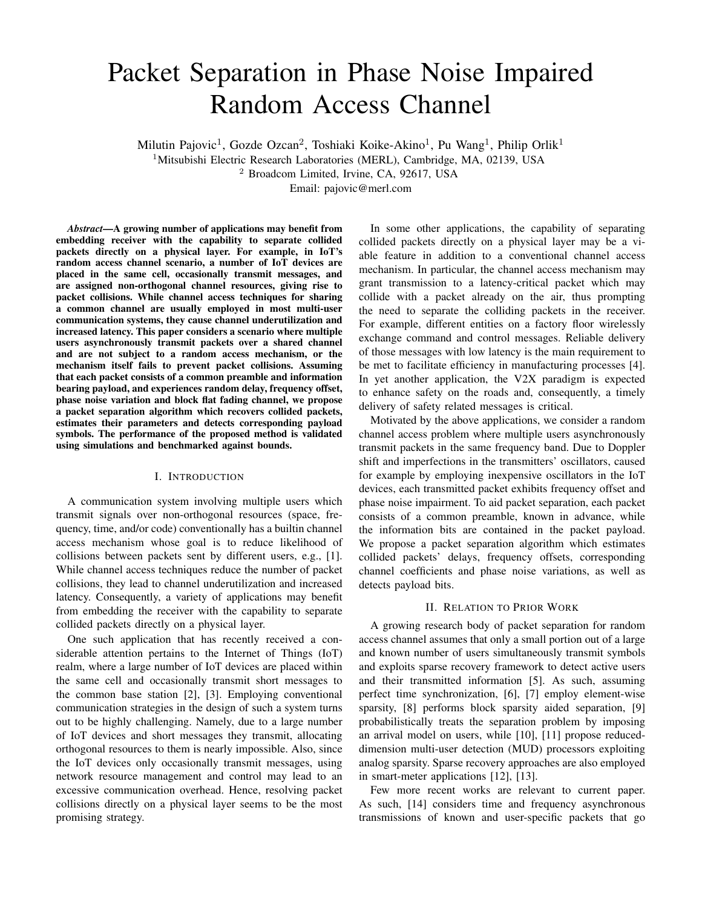# Packet Separation in Phase Noise Impaired Random Access Channel

Milutin Pajovic[1], Gozde Ozcan[2], Toshiaki Koike-Akino[1], Pu Wang[1], Philip Orlik[1]

[1]Mitsubishi Electric Research Laboratories (MERL), Cambridge, MA, 02139, USA

[2] Broadcom Limited, Irvine, CA, 92617, USA

Email: pajovic@merl.com

***Abstract*—A growing number of applications may benefit from embedding receiver with the capability to separate collided packets directly on a physical layer. For example, in IoT's random access channel scenario, a number of IoT devices are placed in the same cell, occasionally transmit messages, and are assigned non-orthogonal channel resources, giving rise to packet collisions. While channel access techniques for sharing a common channel are usually employed in most multi-user communication systems, they cause channel underutilization and increased latency. This paper considers a scenario where multiple users asynchronously transmit packets over a shared channel and are not subject to a random access mechanism, or the mechanism itself fails to prevent packet collisions. Assuming that each packet consists of a common preamble and information bearing payload, and experiences random delay, frequency offset, phase noise variation and block flat fading channel, we propose a packet separation algorithm which recovers collided packets, estimates their parameters and detects corresponding payload symbols. The performance of the proposed method is validated using simulations and benchmarked against bounds.**

## I. Introduction

A communication system involving multiple users which transmit signals over non-orthogonal resources (space, frequency, time, and/or code) conventionally has a builtin channel access mechanism whose goal is to reduce likelihood of collisions between packets sent by different users, e.g., [1]. While channel access techniques reduce the number of packet collisions, they lead to channel underutilization and increased latency. Consequently, a variety of applications may benefit from embedding the receiver with the capability to separate collided packets directly on a physical layer.

One such application that has recently received a considerable attention pertains to the Internet of Things (IoT) realm, where a large number of IoT devices are placed within the same cell and occasionally transmit short messages to the common base station [2], [3]. Employing conventional communication strategies in the design of such a system turns out to be highly challenging. Namely, due to a large number of IoT devices and short messages they transmit, allocating orthogonal resources to them is nearly impossible. Also, since the IoT devices only occasionally transmit messages, using network resource management and control may lead to an excessive communication overhead. Hence, resolving packet collisions directly on a physical layer seems to be the most promising strategy.

In some other applications, the capability of separating collided packets directly on a physical layer may be a viable feature in addition to a conventional channel access mechanism. In particular, the channel access mechanism may grant transmission to a latency-critical packet which may collide with a packet already on the air, thus prompting the need to separate the colliding packets in the receiver. For example, different entities on a factory floor wirelessly exchange command and control messages. Reliable delivery of those messages with low latency is the main requirement to be met to facilitate efficiency in manufacturing processes [4]. In yet another application, the V2X paradigm is expected to enhance safety on the roads and, consequently, a timely delivery of safety related messages is critical.

Motivated by the above applications, we consider a random channel access problem where multiple users asynchronously transmit packets in the same frequency band. Due to Doppler shift and imperfections in the transmitters' oscillators, caused for example by employing inexpensive oscillators in the IoT devices, each transmitted packet exhibits frequency offset and phase noise impairment. To aid packet separation, each packet consists of a common preamble, known in advance, while the information bits are contained in the packet payload. We propose a packet separation algorithm which estimates collided packets' delays, frequency offsets, corresponding channel coefficients and phase noise variations, as well as detects payload bits.

## II. Relation to Prior Work

A growing research body of packet separation for random access channel assumes that only a small portion out of a large and known number of users simultaneously transmit symbols and exploits sparse recovery framework to detect active users and their transmitted information [5]. As such, assuming perfect time synchronization, [6], [7] employ element-wise sparsity, [8] performs block sparsity aided separation, [9] probabilistically treats the separation problem by imposing an arrival model on users, while [10], [11] propose reduced-dimension multi-user detection (MUD) processors exploiting analog sparsity. Sparse recovery approaches are also employed in smart-meter applications [12], [13].

Few more recent works are relevant to current paper. As such, [14] considers time and frequency asynchronous transmissions of known and user-specific packets that go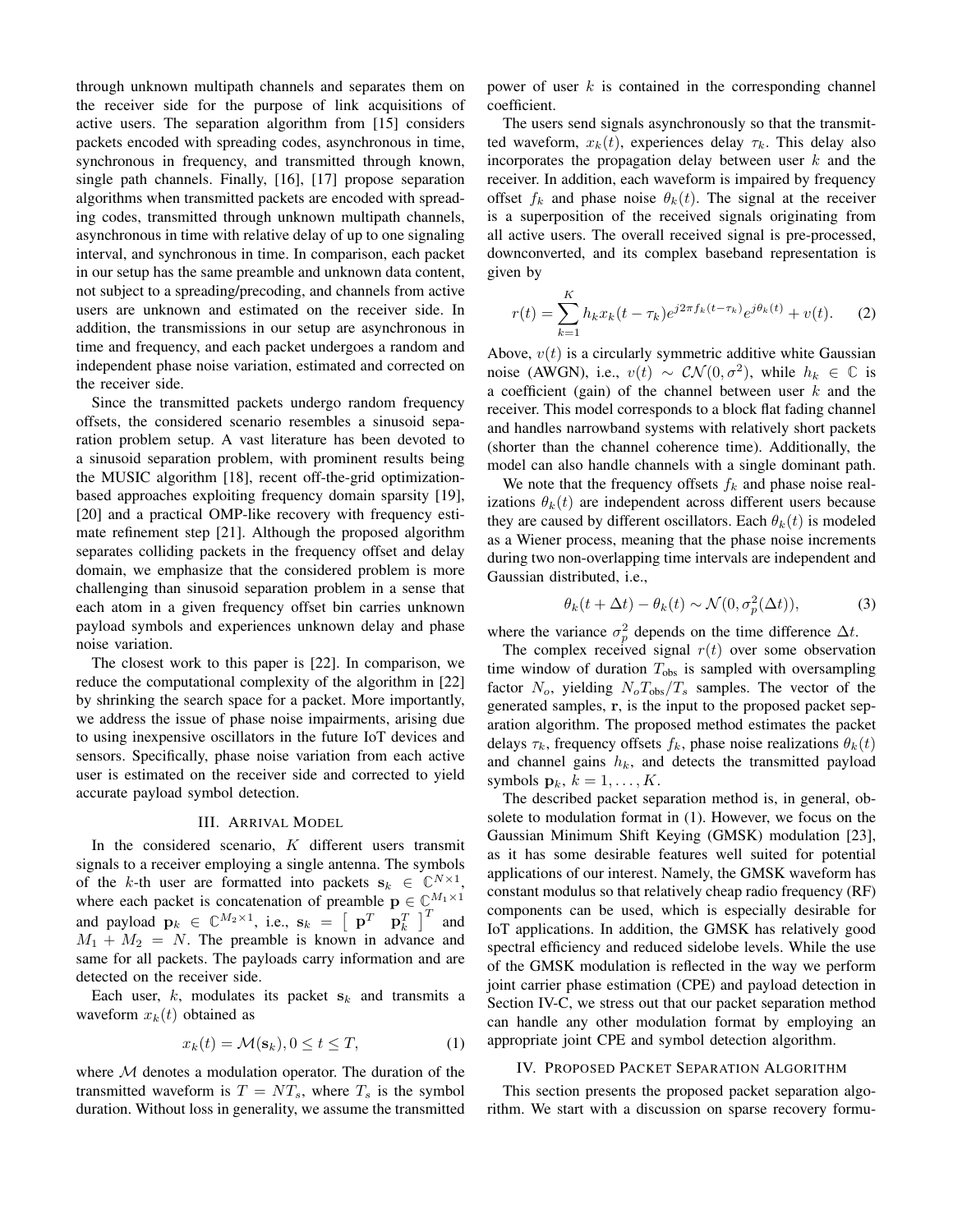through unknown multipath channels and separates them on the receiver side for the purpose of link acquisitions of active users. The separation algorithm from [15] considers packets encoded with spreading codes, asynchronous in time, synchronous in frequency, and transmitted through known, single path channels. Finally, [16], [17] propose separation algorithms when transmitted packets are encoded with spreading codes, transmitted through unknown multipath channels, asynchronous in time with relative delay of up to one signaling interval, and synchronous in time. In comparison, each packet in our setup has the same preamble and unknown data content, not subject to a spreading/precoding, and channels from active users are unknown and estimated on the receiver side. In addition, the transmissions in our setup are asynchronous in time and frequency, and each packet undergoes a random and independent phase noise variation, estimated and corrected on the receiver side.

Since the transmitted packets undergo random frequency offsets, the considered scenario resembles a sinusoid separation problem setup. A vast literature has been devoted to a sinusoid separation problem, with prominent results being the MUSIC algorithm [18], recent off-the-grid optimization-based approaches exploiting frequency domain sparsity [19], [20] and a practical OMP-like recovery with frequency estimate refinement step [21]. Although the proposed algorithm separates colliding packets in the frequency offset and delay domain, we emphasize that the considered problem is more challenging than sinusoid separation problem in a sense that each atom in a given frequency offset bin carries unknown payload symbols and experiences unknown delay and phase noise variation.

The closest work to this paper is [22]. In comparison, we reduce the computational complexity of the algorithm in [22] by shrinking the search space for a packet. More importantly, we address the issue of phase noise impairments, arising due to using inexpensive oscillators in the future IoT devices and sensors. Specifically, phase noise variation from each active user is estimated on the receiver side and corrected to yield accurate payload symbol detection.

## III. Arrival Model

In the considered scenario, $K$ different users transmit signals to a receiver employing a single antenna. The symbols of the $k$-th user are formatted into packets $\mathbf{s}_k \in \mathbb{C}^{N\times 1}$, where each packet is concatenation of preamble $\mathbf{p} \in \mathbb{C}^{M_1\times 1}$ and payload $\mathbf{p}_k \in \mathbb{C}^{M_2\times 1}$, i.e., $\mathbf{s}_k = \begin{bmatrix} \mathbf{p}^T & \mathbf{p}_k^T \end{bmatrix}^T$ and $M_1 + M_2 = N$. The preamble is known in advance and same for all packets. The payloads carry information and are detected on the receiver side.

Each user, $k$, modulates its packet $\mathbf{s}_k$ and transmits a waveform $x_k(t)$ obtained as

$$x_k(t) = \mathcal{M}(\mathbf{s}_k), 0 \leq t \leq T, \tag{1}$$

where $\mathcal{M}$ denotes a modulation operator. The duration of the transmitted waveform is $T = NT_s$, where $T_s$ is the symbol duration. Without loss in generality, we assume the transmitted power of user $k$ is contained in the corresponding channel coefficient.

The users send signals asynchronously so that the transmitted waveform, $x_k(t)$, experiences delay $\tau_k$. This delay also incorporates the propagation delay between user $k$ and the receiver. In addition, each waveform is impaired by frequency offset $f_k$ and phase noise $\theta_k(t)$. The signal at the receiver is a superposition of the overall received signals originating from all active users. The overall received signal is pre-processed, downconverted, and its complex baseband representation is given by

$$r(t) = \sum_{k=1}^{K} h_k x_k(t - \tau_k) e^{j2\pi f_k(t-\tau_k)} e^{j\theta_k(t)} + v(t). \tag{2}$$

Above, $v(t)$ is a circularly symmetric additive white Gaussian noise (AWGN), i.e., $v(t) \sim \mathcal{CN}(0, \sigma^2)$, while $h_k \in \mathbb{C}$ is a coefficient (gain) of the channel between user $k$ and the receiver. This model corresponds to a block flat fading channel and handles narrowband systems with relatively short packets (shorter than the channel coherence time). Additionally, the model can also handle channels with a single dominant path.

We note that the frequency offsets $f_k$ and phase noise realizations $\theta_k(t)$ are independent across different users because they are caused by different oscillators. Each $\theta_k(t)$ is modeled as a Wiener process, meaning that the phase noise increments during two nonoverlapping time intervals are independent and Gaussian distributed, i.e.,

$$\theta_k(t + \Delta t) - \theta_k(t) \sim \mathcal{N}(0, \sigma_p^2(\Delta t)), \tag{3}$$

where the variance $\sigma_p^2$ depends on the time difference $\Delta t$.

The complex received signal $r(t)$ over some observation time window of duration $T_{\text{obs}}$ is sampled with oversampling factor $N_o$, yielding $N_o T_{\text{obs}}/T_s$ samples. The vector of the generated samples, $\mathbf{r}$, is the input to the proposed packet separation algorithm. The proposed method estimates the packet delays $\tau_k$, frequency offsets $f_k$, phase noise realizations $\theta_k(t)$ and channel gains $h_k$, and detects the transmitted payload symbols $\mathbf{p}_k$, $k = 1, \ldots, K$.

The described packet separation method is, in general, obsolete to modulation format in (1). However, we focus on the Gaussian Minimum Shift Keying (GMSK) modulation [23], as it has some desirable features well suited for potential applications of our interest. Namely, the GMSK waveform has constant modulus so that relatively cheap radio frequency (RF) components can be used, which is especially desirable for IoT applications. In addition, the GMSK has relatively good spectral efficiency and reduced sidelobe levels. While the use of the GMSK modulation is reflected in the way we perform joint carrier phase estimation (CPE) and payload detection in Section IV-C, we stress out that our packet separation method can handle any other modulation format by employing an appropriate joint CPE and symbol detection algorithm.

## IV. Proposed Packet Separation Algorithm

This section presents the proposed packet separation algorithm. We start with a discussion on sparse recovery formu-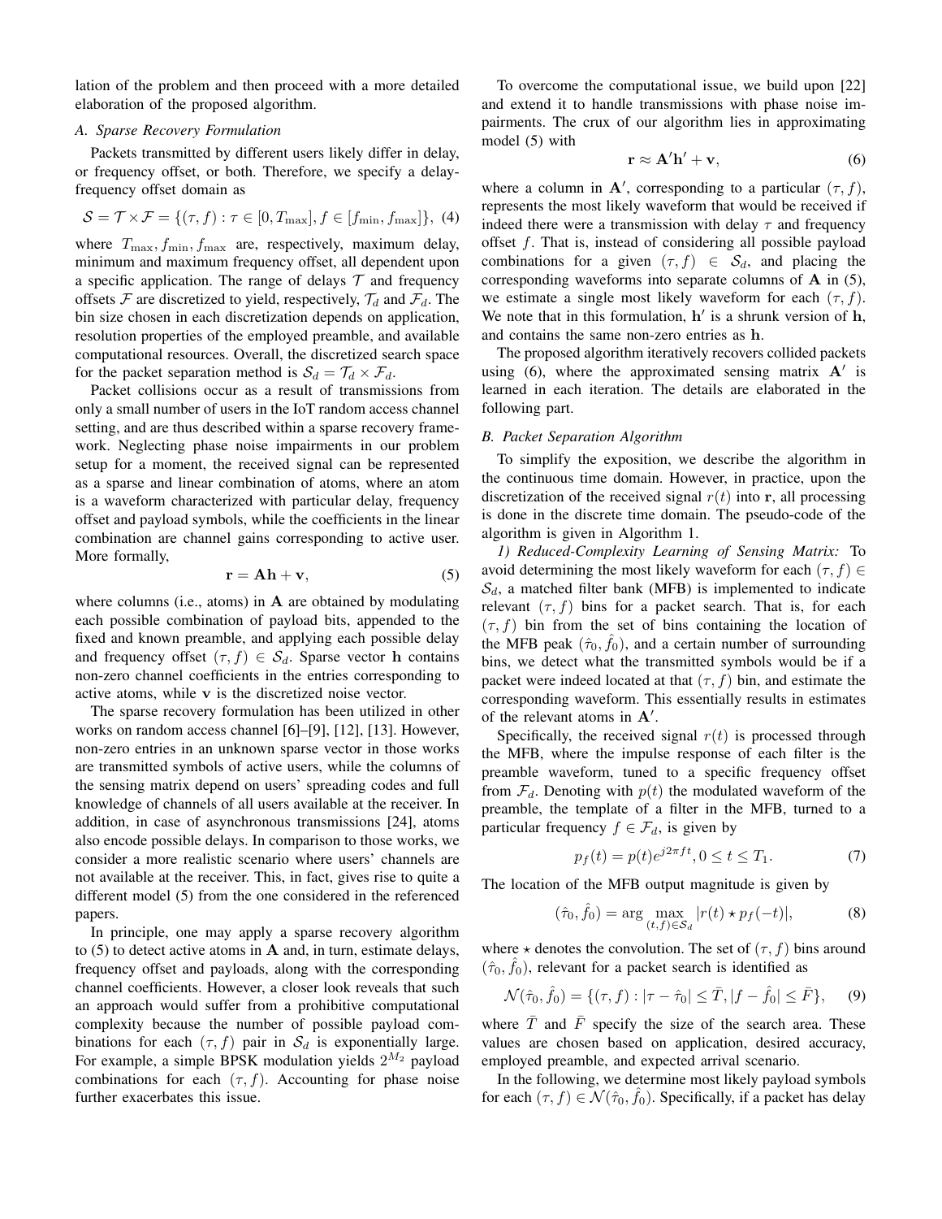lation of the problem and then proceed with a more detailed elaboration of the proposed algorithm.

### A. Sparse Recovery Formulation

Packets transmitted by different users likely differ in delay, or frequency offset, or both. Therefore, we specify a delay-frequency offset domain as

$$\mathcal{S} = \mathcal{T} \times \mathcal{F} = \{(\tau, f) : \tau \in [0, T_{\max}], f \in [f_{\min}, f_{\max}]\}, \quad (4)$$

where $T_{\max}, f_{\min}, f_{\max}$ are, respectively, maximum delay, minimum and maximum frequency offset, all dependent upon a specific application. The range of delays $\mathcal{T}$ and frequency offsets $\mathcal{F}$ are discretized to yield, respectively, $\mathcal{T}_d$ and $\mathcal{F}_d$. The bin size chosen in each discretization depends on application, resolution properties of the employed preamble, and available computational resources. Overall, the discretized search space for the packet separation method is $\mathcal{S}_d = \mathcal{T}_d \times \mathcal{F}_d$.

Packet collisions occur as a result of transmissions from only a small number of users in the IoT random access channel setting, and are thus described within a sparse recovery framework. Neglecting phase noise impairments in our problem setup for a moment, the received signal can be represented as a sparse and linear combination of atoms, where an atom is a waveform characterized with particular delay, frequency offset and payload symbols, while the coefficients in the linear combination are channel gains corresponding to active user. More formally,

$$\mathbf{r} = \mathbf{A}\mathbf{h} + \mathbf{v}, \quad (5)$$

where columns (i.e., atoms) in $\mathbf{A}$ are obtained by modulating each possible combination of payload bits, appended to the fixed and known preamble, and applying each possible delay and frequency offset $(\tau, f) \in \mathcal{S}_d$. Sparse vector $\mathbf{h}$ contains non-zero channel coefficients in the entries corresponding to active atoms, while $\mathbf{v}$ is the discretized noise vector.

The sparse recovery formulation has been utilized in other works on random access channel [6]–[9], [12], [13]. However, non-zero entries in an unknown sparse vector in those works are transmitted symbols of active users, while the columns of the sensing matrix depend on users' spreading codes and full knowledge of channels of all users available at the receiver. In addition, in case of asynchronous transmissions [24], atoms also encode possible delays. In comparison to those works, we consider a more realistic scenario where users' channels are not available at the receiver. This, in fact, gives rise to quite a different model (5) from the one considered in the referenced papers.

In principle, one may apply a sparse recovery algorithm to (5) to detect active atoms in $\mathbf{A}$ and, in turn, estimate delays, frequency offset and payloads, along with the corresponding channel coefficients. However, a closer look reveals that such an approach would suffer from a prohibitive computational complexity because the number of possible payload combinations for each $(\tau, f)$ pair in $\mathcal{S}_d$ is exponentially large. For example, a simple BPSK modulation yields $2^{M_2}$ payload combinations for each $(\tau, f)$. Accounting for phase noise further exacerbates this issue.

To overcome the computational issue, we build upon [22] and extend it to handle transmissions with phase noise impairments. The crux of our algorithm lies in approximating model (5) with

$$\mathbf{r} \approx \mathbf{A}'\mathbf{h}' + \mathbf{v}, \quad (6)$$

where a column in $\mathbf{A}'$, corresponding to a particular $(\tau, f)$, represents the most likely waveform that would be received if indeed there were a transmission with delay $\tau$ and frequency offset $f$. That is, instead of considering all possible payload combinations for a given $(\tau, f) \in \mathcal{S}_d$, and placing the corresponding waveforms into separate columns of $\mathbf{A}$ in (5), we estimate a single most likely waveform for each $(\tau, f)$. We note that in this formulation, $\mathbf{h}'$ is a shrunk version of $\mathbf{h}$, and contains the same non-zero entries as $\mathbf{h}$.

The proposed algorithm iteratively recovers collided packets using (6), where the approximated sensing matrix $\mathbf{A}'$ is learned in each iteration. The details are elaborated in the following part.

### B. Packet Separation Algorithm

To simplify the exposition, we describe the algorithm in the continuous time domain. However, in practice, upon the discretization of the received signal $r(t)$ into $\mathbf{r}$, all processing is done in the discrete time domain. The pseudo-code of the algorithm is given in Algorithm 1.

*1) Reduced-Complexity Learning of Sensing Matrix:* To avoid determining the most likely waveform for each $(\tau, f) \in \mathcal{S}_d$, a matched filter bank (MFB) is implemented to indicate relevant $(\tau, f)$ bins for a packet search. That is, for each $(\tau, f)$ bin from the set of bins containing the location of the MFB peak $(\hat{\tau}_0, \hat{f}_0)$, and a certain number of surrounding bins, we detect what the transmitted symbols would be if a packet were indeed located at that $(\tau, f)$ bin, and estimate the corresponding waveform. This essentially results in estimates of the relevant atoms in $\mathbf{A}'$.

Specifically, the received signal $r(t)$ is processed through the MFB, where the impulse response of each filter is the preamble waveform, tuned to a specific frequency offset from $\mathcal{F}_d$. Denoting with $p(t)$ the modulated waveform of the preamble, the template of a filter in the MFB, turned to a particular frequency $f \in \mathcal{F}_d$, is given by

$$p_f(t) = p(t)e^{j2\pi f t}, 0 \leq t \leq T_1. \quad (7)$$

The location of the MFB output magnitude is given by

$$(\hat{\tau}_0, \hat{f}_0) = \arg \max_{(t,f) \in \mathcal{S}_d} |r(t) \star p_f(-t)|, \quad (8)$$

where $\star$ denotes the convolution. The set of $(\tau, f)$ bins around $(\hat{\tau}_0, \hat{f}_0)$, relevant for a packet search is identified as

$$\mathcal{N}(\hat{\tau}_0, \hat{f}_0) = \{(\tau, f) : |\tau - \hat{\tau}_0| \leq \bar{T}, |f - \hat{f}_0| \leq \bar{F}\}, \quad (9)$$

where $\bar{T}$ and $\bar{F}$ specify the size of the search area. These values are chosen based on application, desired accuracy, employed preamble, and expected arrival scenario.

In the following, we determine most likely payload symbols for each $(\tau, f) \in \mathcal{N}(\hat{\tau}_0, \hat{f}_0)$. Specifically, if a packet has delay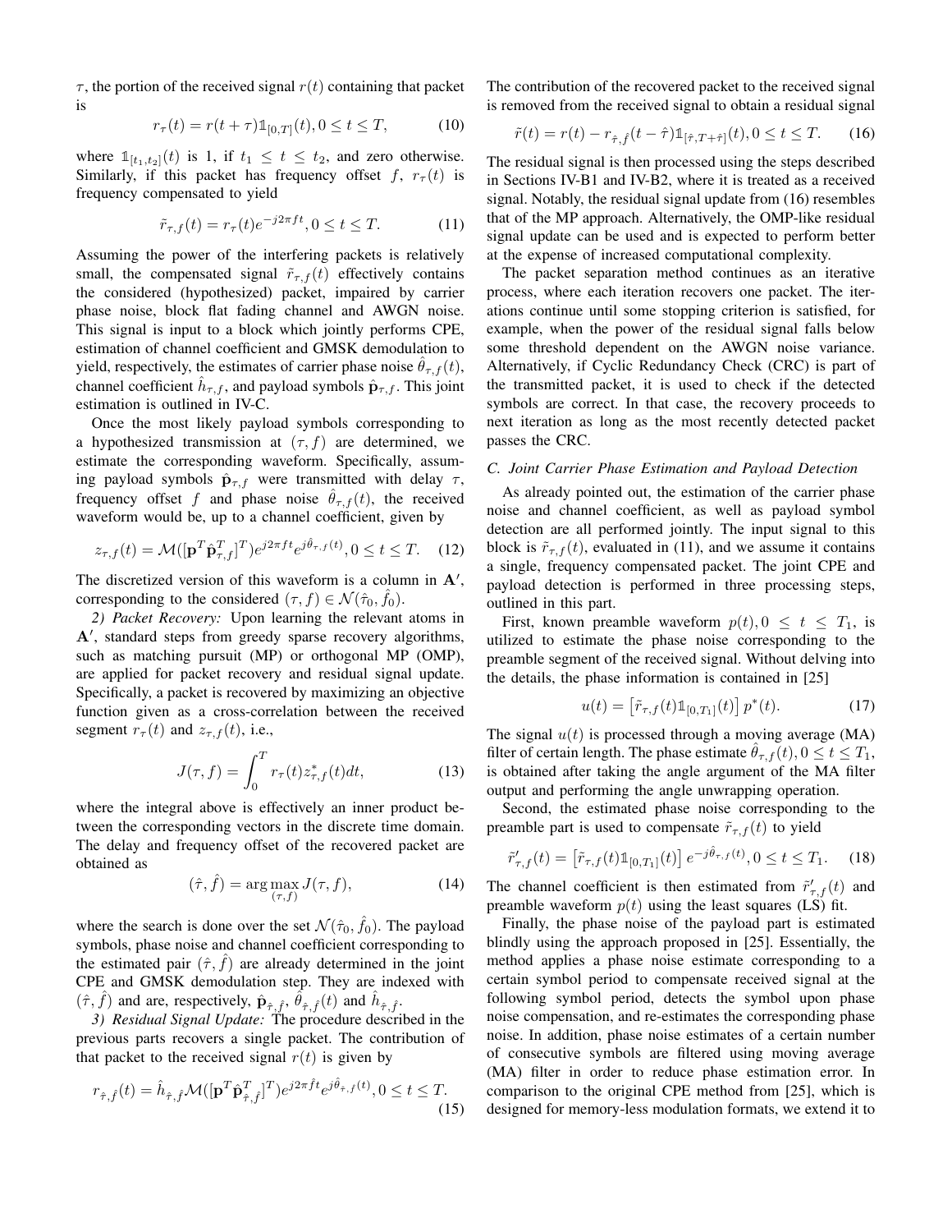$\tau$, the portion of the received signal $r(t)$ containing that packet is

$$r_\tau(t) = r(t+\tau)\mathbb{1}_{[0,T]}(t), 0 \leq t \leq T, \tag{10}$$

where $\mathbb{1}_{[t_1,t_2]}(t)$ is 1, if $t_1 \leq t \leq t_2$, and zero otherwise. Similarly, if this packet has frequency offset $f$, $r_\tau(t)$ is frequency compensated to yield

$$\tilde{r}_{\tau,f}(t) = r_\tau(t)e^{-j2\pi f t}, 0 \leq t \leq T. \tag{11}$$

Assuming the power of the interfering packets is relatively small, the compensated signal $\tilde{r}_{\tau,f}(t)$ effectively contains the considered (hypothesized) packet, impaired by carrier phase noise, block flat fading channel and AWGN noise. This signal is input to a block which jointly performs CPE, estimation of channel coefficient and GMSK demodulation to yield, respectively, the estimates of carrier phase noise $\hat{\theta}_{\tau,f}(t)$, channel coefficient $\hat{h}_{\tau,f}$, and payload symbols $\hat{\mathbf{p}}_{\tau,f}$. This joint estimation is outlined in IV-C.

Once the most likely payload symbols corresponding to a hypothesized transmission at $(\tau, f)$ are determined, we estimate the corresponding waveform. Specifically, assuming payload symbols $\hat{\mathbf{p}}_{\tau,f}$ were transmitted with delay $\tau$, frequency offset $f$ and phase noise $\hat{\theta}_{\tau,f}(t)$, the received waveform would be, up to a channel coefficient, given by

$$z_{\tau,f}(t) = \mathcal{M}([\mathbf{p}^T \hat{\mathbf{p}}_{\tau,f}^T]^T)e^{j2\pi f t}e^{j\hat{\theta}_{\tau,f}(t)}, 0 \leq t \leq T. \tag{12}$$

The discretized version of this waveform is a column in $\mathbf{A}'$, corresponding to the considered $(\tau, f) \in \mathcal{N}(\hat{\tau}_0, \hat{f}_0)$.

*2) Packet Recovery:* Upon learning the relevant atoms in $\mathbf{A}'$, standard steps from greedy sparse recovery algorithms, such as matching pursuit (MP) or orthogonal MP (OMP), are applied for packet recovery and residual signal update. Specifically, a packet is recovered by maximizing an objective function given as a cross-correlation between the received segment $r_\tau(t)$ and $z_{\tau,f}(t)$, i.e.,

$$J(\tau, f) = \int_0^T r_\tau(t) z_{\tau,f}^*(t) dt, \tag{13}$$

where the integral above is effectively an inner product between the corresponding vectors in the discrete time domain. The delay and frequency offset of the recovered packet are obtained as

$$(\hat{\tau}, \hat{f}) = \arg\max_{(\tau,f)} J(\tau, f), \tag{14}$$

where the search is done over the set $\mathcal{N}(\hat{\tau}_0, \hat{f}_0)$. The payload symbols, phase noise and channel coefficient corresponding to the estimated pair $(\hat{\tau}, \hat{f})$ are already determined in the joint CPE and GMSK demodulation step. They are indexed with $(\hat{\tau}, \hat{f})$ and are, respectively, $\hat{\mathbf{p}}_{\hat{\tau},\hat{f}}$, $\hat{\theta}_{\hat{\tau},\hat{f}}(t)$ and $\hat{h}_{\hat{\tau},\hat{f}}$.

*3) Residual Signal Update:* The procedure described in the previous parts recovers a single packet. The contribution of that packet to the received signal $r(t)$ is given by

$$r_{\hat{\tau},\hat{f}}(t) = \hat{h}_{\hat{\tau},\hat{f}}\mathcal{M}([\mathbf{p}^T \hat{\mathbf{p}}_{\hat{\tau},\hat{f}}^T]^T)e^{j2\pi \hat{f} t}e^{j\hat{\theta}_{\hat{\tau},\hat{f}}(t)}, 0 \leq t \leq T. \tag{15}$$

The contribution of the recovered packet to the received signal is removed from the received signal to obtain a residual signal

$$\tilde{r}(t) = r(t) - r_{\hat{\tau},\hat{f}}(t-\hat{\tau})\mathbb{1}_{[\hat{\tau},T+\hat{\tau}]}(t), 0 \leq t \leq T. \tag{16}$$

The residual signal is then processed using the steps described in Sections IV-B1 and IV-B2, where it is treated as a received signal. Notably, the residual signal update from (16) resembles that of the MP approach. Alternatively, the OMP-like residual signal update can be used and is expected to perform better at the expense of increased computational complexity.

The packet separation method continues as an iterative process, where each iteration recovers one packet. The iterations continue until some stopping criterion is satisfied, for example, when the power of the residual signal falls below some threshold dependent on the AWGN noise variance. Alternatively, if Cyclic Redundancy Check (CRC) is part of the transmitted packet, it is used to check if the detected symbols are correct. In that case, the recovery proceeds to next iteration as long as the most recently detected packet passes the CRC.

### C. Joint Carrier Phase Estimation and Payload Detection

As already pointed out, the estimation of the carrier phase noise and channel coefficient, as well as payload symbol detection are all performed jointly. The input signal to this block is $\tilde{r}_{\tau,f}(t)$, evaluated in (11), and we assume it contains a single, frequency compensated packet. The joint CPE and payload detection is performed in three processing steps, outlined in this part.

First, known preamble waveform $p(t), 0 \leq t \leq T_1$, is utilized to estimate the phase noise corresponding to the preamble segment of the received signal. Without delving into the details, the phase information is contained in [25]

$$u(t) = \left[\tilde{r}_{\tau,f}(t)\mathbb{1}_{[0,T_1]}(t)\right] p^*(t). \tag{17}$$

The signal $u(t)$ is processed through a moving average (MA) filter of certain length. The phase estimate $\hat{\theta}_{\tau,f}(t), 0 \leq t \leq T_1$, is obtained after taking the angle argument of the MA filter output and performing the angle unwrapping operation.

Second, the estimated phase noise corresponding to the preamble part is used to compensate $\tilde{r}_{\tau,f}(t)$ to yield

$$\tilde{r}'_{\tau,f}(t) = \left[\tilde{r}_{\tau,f}(t)\mathbb{1}_{[0,T_1]}(t)\right] e^{-j\hat{\theta}_{\tau,f}(t)}, 0 \leq t \leq T_1. \tag{18}$$

The channel coefficient is then estimated from $\tilde{r}'_{\tau,f}(t)$ and preamble waveform $p(t)$ using the least squares (LS) fit.

Finally, the phase noise of the payload part is estimated blindly using the approach proposed in [25]. Essentially, the method applies a phase noise estimate corresponding to a certain symbol period to compensate received signal at the following symbol period, detects the symbol upon phase noise compensation, and re-estimates the corresponding phase noise. In addition, phase noise estimates of a certain number of consecutive symbols are filtered using moving average (MA) filter in order to reduce phase estimation error. In comparison to the original CPE method from [25], which is designed for memory-less modulation formats, we extend it to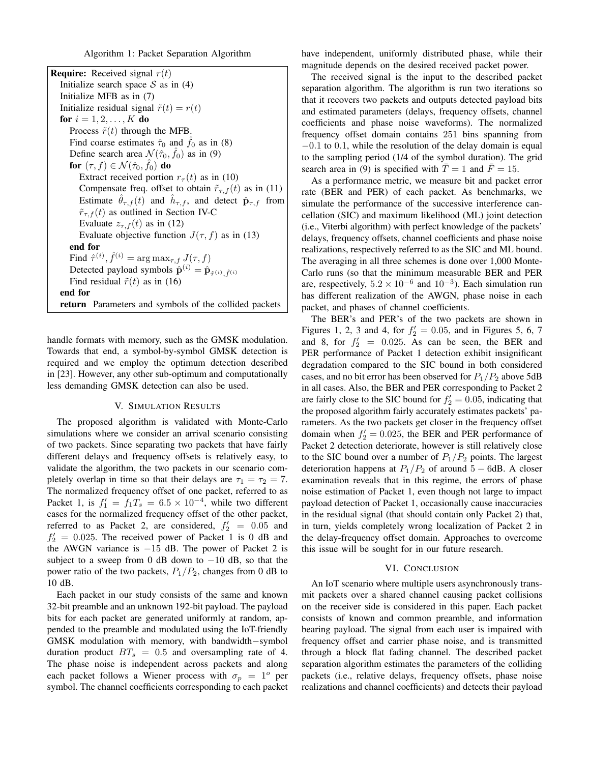Algorithm 1: Packet Separation Algorithm

```
Require: Received signal r(t)
  Initialize search space S as in (4)
  Initialize MFB as in (7)
  Initialize residual signal r̃(t) = r(t)
  for i = 1, 2, ..., K do
    Process r̃(t) through the MFB.
    Find coarse estimates τ̂_0 and f̂_0 as in (8)
    Define search area N(τ̂_0, f̂_0) as in (9)
    for (τ, f) ∈ N(τ̂_0, f̂_0) do
      Extract received portion r_τ(t) as in (10)
      Compensate freq. offset to obtain r̃_{τ,f}(t) as in (11)
      Estimate θ̂_{τ,f}(t) and ĥ_{τ,f}, and detect p̂_{τ,f} from
        r̃_{τ,f}(t) as outlined in Section IV-C
      Evaluate z_{τ,f}(t) as in (12)
      Evaluate objective function J(τ, f) as in (13)
    end for
    Find τ̂^(i), f̂^(i) = argmax_{τ,f} J(τ, f)
    Detected payload symbols p̂^(i) = p̂_{τ̂^(i), f̂^(i)}
    Find residual r̃(t) as in (16)
  end for
  return Parameters and symbols of the collided packets
```

handle formats with memory, such as the GMSK modulation. Towards that end, a symbol-by-symbol GMSK detection is required and we employ the optimum detection described in [23]. However, any other sub-optimum and computationally less demanding GMSK detection can also be used.

## V. Simulation Results

The proposed algorithm is validated with Monte-Carlo simulations where we consider an arrival scenario consisting of two packets. Since separating two packets that have fairly different delays and frequency offsets is relatively easy, to validate the algorithm, the two packets in our scenario completely overlap in time so that their delays are $\tau_1 = \tau_2 = 7$. The normalized frequency offset of one packet, referred to as Packet 1, is $f_1' = f_1 T_s = 6.5 \times 10^{-4}$, while two different cases for the normalized frequency offset of the other packet, referred to as Packet 2, are considered, $f_2' = 0.05$ and $f_2' = 0.025$. The received power of Packet 1 is 0 dB and the AWGN variance is $-15$ dB. The power of Packet 2 is subject to a sweep from 0 dB down to $-10$ dB, so that the power ratio of the two packets, $P_1/P_2$, changes from 0 dB to 10 dB.

Each packet in our study consists of the same and known 32-bit preamble and an unknown 192-bit payload. The payload bits for each packet are generated uniformly at random, appended to the preamble and modulated using the IoT-friendly GMSK modulation with memory, with bandwidth−symbol duration product $BT_s = 0.5$ and oversampling rate of 4. The phase noise is independent across packets and along each packet follows a Wiener process with $\sigma_p = 1^o$ per symbol. The channel coefficients corresponding to each packet have independent, uniformly distributed phase, while their magnitude depends on the desired received packet power.

The received signal is the input to the described packet separation algorithm. The algorithm is run two iterations so that it recovers two packets and outputs detected payload bits and estimated parameters (delays, frequency offsets, channel coefficients and phase noise waveforms). The normalized frequency offset domain contains 251 bins spanning from $-0.1$ to $0.1$, while the resolution of the delay domain is equal to the sampling period (1/4 of the symbol duration). The grid search area in (9) is specified with $\bar{T} = 1$ and $\bar{F} = 15$.

As a performance metric, we measure bit and packet error rate (BER and PER) of each packet. As benchmarks, we simulate the performance of the successive interference cancellation (SIC) and maximum likelihood (ML) joint detection (i.e., Viterbi algorithm) with perfect knowledge of the packets' delays, frequency offsets, channel coefficients and phase noise realizations, respectively referred to as the SIC and ML bound. The averaging in all three schemes is done over 1,000 Monte-Carlo runs (so that the minimum measurable BER and PER are, respectively, $5.2 \times 10^{-6}$ and $10^{-3}$). Each simulation run has different realization of the AWGN, phase noise in each packet, and phases of channel coefficients.

The BER's and PER's of the two packets are shown in Figures 1, 2, 3 and 4, for $f_2' = 0.05$, and in Figures 5, 6, 7 and 8, for $f_2' = 0.025$. As can be seen, the BER and PER performance of Packet 1 detection exhibit insignificant degradation compared to the SIC bound in both considered cases, and no bit error has been observed for $P_1/P_2$ above 5dB in all cases. Also, the BER and PER corresponding to Packet 2 are fairly close to the SIC bound for $f_2' = 0.05$, indicating that the proposed algorithm fairly accurately estimates packets' parameters. As the two packets get closer in the frequency offset domain when $f_2' = 0.025$, the BER and PER performance of Packet 2 detection deteriorate, however is still relatively close to the SIC bound over a number of $P_1/P_2$ points. The largest deterioration happens at $P_1/P_2$ of around $5 - 6$dB. A closer examination reveals that in this regime, the errors of phase noise estimation of Packet 1, even though not large to impact payload detection of Packet 1, occasionally cause inaccuracies in the residual signal (that should contain only Packet 2) that, in turn, yields completely wrong localization of Packet 2 in the delay-frequency offset domain. Approaches to overcome this issue will be sought for in our future research.

## VI. Conclusion

An IoT scenario where multiple users asynchronously transmit packets over a shared channel causing packet collisions on the receiver side is considered in this paper. Each packet consists of known and common preamble, and information bearing payload. The signal from each user is impaired with frequency offset and carrier phase noise, and is transmitted through a block flat fading channel. The described packet separation algorithm estimates the parameters of the colliding packets (i.e., relative delays, frequency offsets, phase noise realizations and channel coefficients) and detects their payload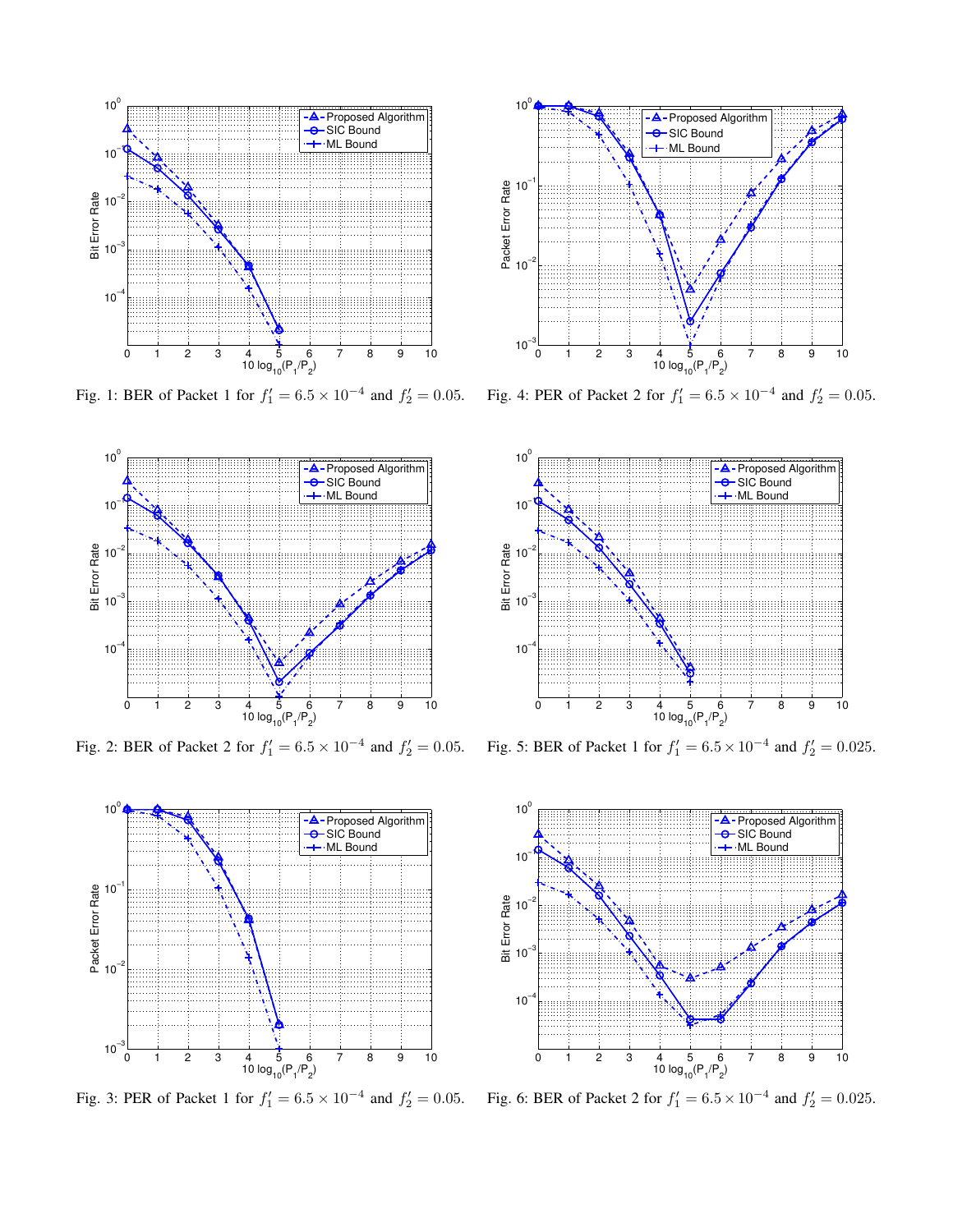Fig. 1: BER of Packet 1 for $f_1' = 6.5 \times 10^{-4}$ and $f_2' = 0.05$.

Fig. 2: BER of Packet 2 for $f_1' = 6.5 \times 10^{-4}$ and $f_2' = 0.05$.

Fig. 3: PER of Packet 1 for $f_1' = 6.5 \times 10^{-4}$ and $f_2' = 0.05$.

Fig. 4: PER of Packet 2 for $f_1' = 6.5 \times 10^{-4}$ and $f_2' = 0.05$.

Fig. 5: BER of Packet 1 for $f_1' = 6.5 \times 10^{-4}$ and $f_2' = 0.025$.

Fig. 6: BER of Packet 2 for $f_1' = 6.5 \times 10^{-4}$ and $f_2' = 0.025$.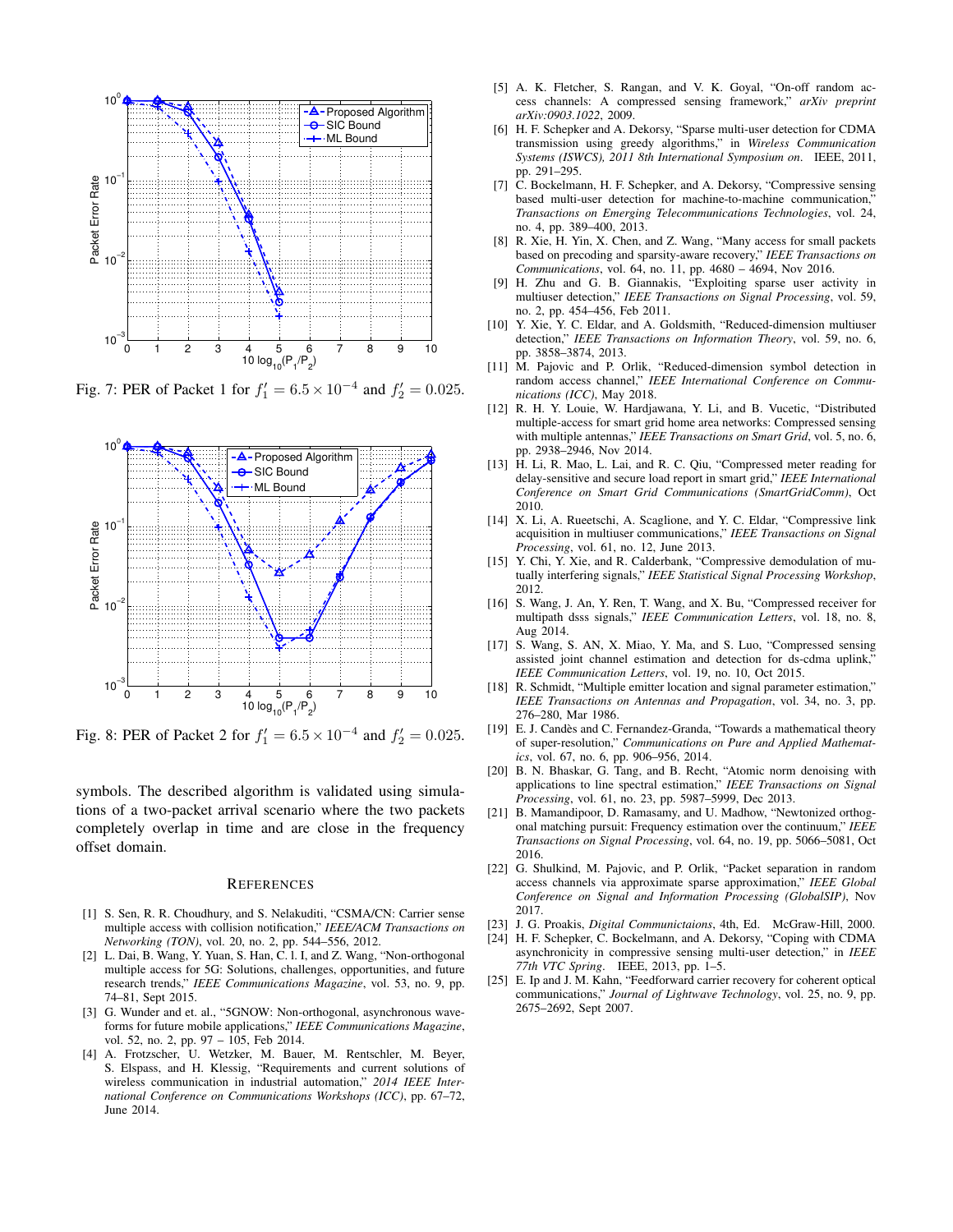Packet Error Rate

$10^0$

$10^{-1}$

$10^{-2}$

$10^{-3}$

0 1 2 3 4 5 6 7 8 9 10

$10\log_{10}(P_1/P_2)$

Proposed Algorithm

SIC Bound

ML Bound

Fig. 7: PER of Packet 1 for $f_1' = 6.5 \times 10^{-4}$ and $f_2' = 0.025$.

Packet Error Rate

$10^0$

$10^{-1}$

$10^{-2}$

$10^{-3}$

0 1 2 3 4 5 6 7 8 9 10

$10\log_{10}(P_1/P_2)$

Proposed Algorithm

SIC Bound

ML Bound

Fig. 8: PER of Packet 2 for $f_1' = 6.5 \times 10^{-4}$ and $f_2' = 0.025$.

symbols. The described algorithm is validated using simulations of a two-packet arrival scenario where the two packets completely overlap in time and are close in the frequency offset domain.

## References

[1] S. Sen, R. R. Choudhury, and S. Nelakuditi, "CSMA/CN: Carrier sense multiple access with collision notification," *IEEE/ACM Transactions on Networking (TON)*, vol. 20, no. 2, pp. 544–556, 2012.

[2] L. Dai, B. Wang, Y. Yuan, S. Han, C. l. I, and Z. Wang, "Non-orthogonal multiple access for 5G: Solutions, challenges, opportunities, and future research trends," *IEEE Communications Magazine*, vol. 53, no. 9, pp. 74–81, Sept 2015.

[3] G. Wunder and et. al., "5GNOW: Non-orthogonal, asynchronous waveforms for future mobile applications," *IEEE Communications Magazine*, vol. 52, no. 2, pp. 97 – 105, Feb 2014.

[4] A. Frotzscher, U. Wetzker, M. Bauer, M. Rentschler, M. Beyer, S. Elspass, and H. Klessig, "Requirements and current solutions of wireless communication in industrial automation," *2014 IEEE International Conference on Communications Workshops (ICC)*, pp. 67–72, June 2014.

[5] A. K. Fletcher, S. Rangan, and V. K. Goyal, "On-off random access channels: A compressed sensing framework," *arXiv preprint arXiv:0903.1022*, 2009.

[6] H. F. Schepker and A. Dekorsy, "Sparse multi-user detection for CDMA transmission using greedy algorithms," in *Wireless Communication Systems (ISWCS), 2011 8th International Symposium on*. IEEE, 2011, pp. 291–295.

[7] C. Bockelmann, H. F. Schepker, and A. Dekorsy, "Compressive sensing based multi-user detection for machine-to-machine communication," *Transactions on Emerging Telecommunications Technologies*, vol. 24, no. 4, pp. 389–400, 2013.

[8] R. Xie, H. Yin, X. Chen, and Z. Wang, "Many access for small packets based on precoding and sparsity-aware recovery," *IEEE Transactions on Communications*, vol. 64, no. 11, pp. 4680 – 4694, Nov 2016.

[9] H. Zhu and G. B. Giannakis, "Exploiting sparse user activity in multiuser detection," *IEEE Transactions on Signal Processing*, vol. 59, no. 2, pp. 454–456, Feb 2011.

[10] Y. Xie, Y. C. Eldar, and A. Goldsmith, "Reduced-dimension multiuser detection," *IEEE Transactions on Information Theory*, vol. 59, no. 6, pp. 3858–3874, 2013.

[11] M. Pajovic and P. Orlik, "Reduced-dimension symbol detection in random access channel," *IEEE International Conference on Communications (ICC)*, May 2018.

[12] R. H. Y. Louie, W. Hardjawana, Y. Li, and B. Vucetic, "Distributed multiple-access for smart grid home area networks: Compressed sensing with multiple antennas," *IEEE Transactions on Smart Grid*, vol. 5, no. 6, pp. 2938–2946, Nov 2014.

[13] H. Li, R. Mao, L. Lai, and R. C. Qiu, "Compressed meter reading for delay-sensitive and secure load report in smart grid," *IEEE International Conference on Smart Grid Communications (SmartGridComm)*, Oct 2010.

[14] X. Li, A. Rueetschi, A. Scaglione, and Y. C. Eldar, "Compressive link acquisition in multiuser communications," *IEEE Transactions on Signal Processing*, vol. 61, no. 12, June 2013.

[15] Y. Chi, Y. Xie, and R. Calderbank, "Compressive demodulation of mutually interfering signals," *IEEE Statistical Signal Processing Workshop*, 2012.

[16] S. Wang, J. An, Y. Ren, T. Wang, and X. Bu, "Compressed receiver for multipath dsss signals," *IEEE Communication Letters*, vol. 18, no. 8, Aug 2014.

[17] S. Wang, S. AN, X. Miao, Y. Ma, and S. Luo, "Compressed sensing assisted joint channel estimation and detection for ds-cdma uplink," *IEEE Communication Letters*, vol. 19, no. 10, Oct 2015.

[18] R. Schmidt, "Multiple emitter location and signal parameter estimation," *IEEE Transactions on Antennas and Propagation*, vol. 34, no. 3, pp. 276–280, Mar 1986.

[19] E. J. Candès and C. Fernandez-Granda, "Towards a mathematical theory of super-resolution," *Communications on Pure and Applied Mathematics*, vol. 67, no. 6, pp. 906–956, 2014.

[20] B. N. Bhaskar, G. Tang, and B. Recht, "Atomic norm denoising with applications to line spectral estimation," *IEEE Transactions on Signal Processing*, vol. 61, no. 23, pp. 5987–5999, Dec 2013.

[21] B. Mamandipoor, D. Ramasamy, and U. Madhow, "Newtonized orthogonal matching pursuit: Frequency estimation over the continuum," *IEEE Transactions on Signal Processing*, vol. 64, no. 19, pp. 5066–5081, Oct 2016.

[22] G. Shulkind, M. Pajovic, and P. Orlik, "Packet separation in random access channels via approximate sparse approximation," *IEEE Global Conference on Signal and Information Processing (GlobalSIP)*, Nov 2017.

[23] J. G. Proakis, *Digital Communictaions*, 4th, Ed. McGraw-Hill, 2000.

[24] H. F. Schepker, C. Bockelmann, and A. Dekorsy, "Coping with CDMA asynchronicity in compressive sensing multi-user detection," in *IEEE 77th VTC Spring*. IEEE, 2013, pp. 1–5.

[25] E. Ip and J. M. Kahn, "Feedforward carrier recovery for coherent optical communications," *Journal of Lightwave Technology*, vol. 25, no. 9, pp. 2675–2692, Sept 2007.